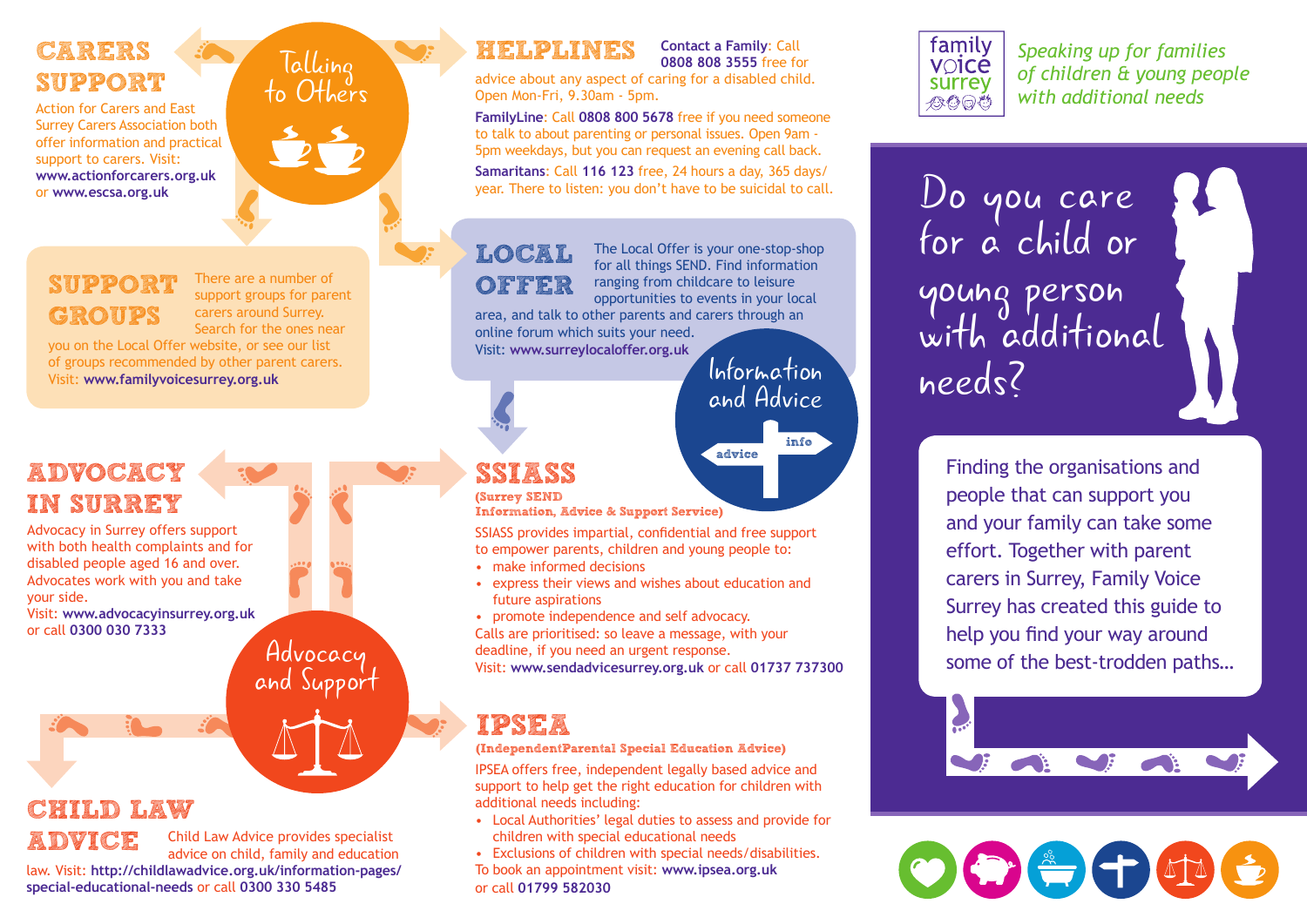## CARERS SUPPORT

Action for Carers and East Surrey Carers Association both offer information and practical support to carers. Visit: **www.actionforcarers.org.uk** or **www.escsa.org.uk**

Talking to Others

## SUPPORT GROUPS

There are a number of support groups for parent carers around Surrey. Search for the ones near you on the Local Offer website, or see our list of groups recommended by other parent carers. Visit: **www.familyvoicesurrey.org.uk**

## ADVOCACY IN SURREY

Advocacy in Surrey offers support with both health complaints and for disabled people aged 16 and over. Advocates work with you and take your side.
Visit: **www.advocacyinsurrey.org.uk** or call **0300 030 7333**

Advocacy and Support

## CHILD LAW ADVICE

Child Law Advice provides specialist advice on child, family and education law. Visit: **http://childlawadvice.org.uk/information-pages/special-educational-needs** or call **0300 330 5485**

## HELPLINES

**Contact a Family**: Call **0808 808 3555** free for advice about any aspect of caring for a disabled child. Open Mon-Fri, 9.30am - 5pm.

**FamilyLine**: Call **0808 800 5678** free if you need someone to talk to about parenting or personal issues. Open 9am - 5pm weekdays, but you can request an evening call back.

**Samaritans**: Call **116 123** free, 24 hours a day, 365 days/year. There to listen: you don't have to be suicidal to call.

## LOCAL OFFER

The Local Offer is your one-stop-shop for all things SEND. Find information ranging from childcare to leisure opportunities to events in your local area, and talk to other parents and carers through an online forum which suits your need.
Visit: **www.surreylocaloffer.org.uk**

Information and Advice

## SSIASS

**(Surrey SEND Information, Advice & Support Service)**

SSIASS provides impartial, confidential and free support to empower parents, children and young people to:

- make informed decisions
- express their views and wishes about education and future aspirations
- promote independence and self advocacy.

Calls are prioritised: so leave a message, with your deadline, if you need an urgent response.
Visit: **www.sendadvicesurrey.org.uk** or call **01737 737300**

## IPSEA

**(IndependentParental Special Education Advice)**

IPSEA offers free, independent legally based advice and support to help get the right education for children with additional needs including:

- Local Authorities' legal duties to assess and provide for children with special educational needs
- Exclusions of children with special needs/disabilities.

To book an appointment visit: **www.ipsea.org.uk** or call **01799 582030**

family voice surrey

*Speaking up for families of children & young people with additional needs*

# Do you care for a child or young person with additional needs?

Finding the organisations and people that can support you and your family can take some effort. Together with parent carers in Surrey, Family Voice Surrey has created this guide to help you find your way around some of the best-trodden paths...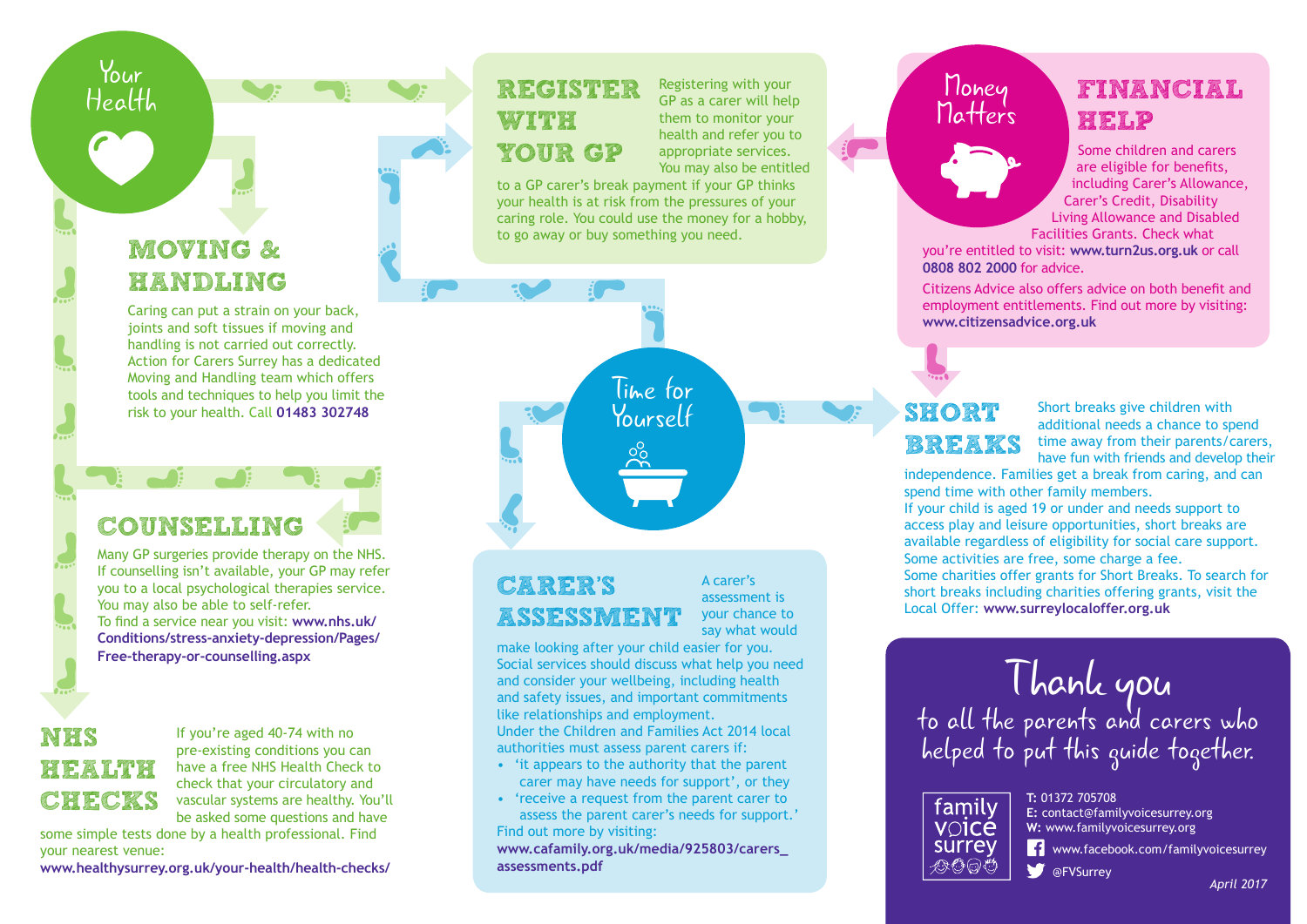## Your Health

### MOVING & HANDLING

Caring can put a strain on your back, joints and soft tissues if moving and handling is not carried out correctly. Action for Carers Surrey has a dedicated Moving and Handling team which offers tools and techniques to help you limit the risk to your health. Call **01483 302748**

### COUNSELLING

Many GP surgeries provide therapy on the NHS. If counselling isn't available, your GP may refer you to a local psychological therapies service. You may also be able to self-refer.
To find a service near you visit: **www.nhs.uk/Conditions/stress-anxiety-depression/Pages/Free-therapy-or-counselling.aspx**

### NHS HEALTH CHECKS

If you're aged 40-74 with no pre-existing conditions you can have a free NHS Health Check to check that your circulatory and vascular systems are healthy. You'll be asked some questions and have some simple tests done by a health professional. Find your nearest venue:
**www.healthysurrey.org.uk/your-health/health-checks/**

### REGISTER WITH YOUR GP

Registering with your GP as a carer will help them to monitor your health and refer you to appropriate services. You may also be entitled to a GP carer's break payment if your GP thinks your health is at risk from the pressures of your caring role. You could use the money for a hobby, to go away or buy something you need.

## Time for Yourself

### CARER'S ASSESSMENT

A carer's assessment is your chance to say what would make looking after your child easier for you. Social services should discuss what help you need and consider your wellbeing, including health and safety issues, and important commitments like relationships and employment.
Under the Children and Families Act 2014 local authorities must assess parent carers if:

- 'it appears to the authority that the parent carer may have needs for support', or they
- 'receive a request from the parent carer to assess the parent carer's needs for support.'

Find out more by visiting:
**www.cafamily.org.uk/media/925803/carers_assessments.pdf**

## Money Matters

### FINANCIAL HELP

Some children and carers are eligible for benefits, including Carer's Allowance, Carer's Credit, Disability Living Allowance and Disabled Facilities Grants. Check what you're entitled to visit: **www.turn2us.org.uk** or call **0808 802 2000** for advice.

Citizens Advice also offers advice on both benefit and employment entitlements. Find out more by visiting: **www.citizensadvice.org.uk**

### SHORT BREAKS

Short breaks give children with additional needs a chance to spend time away from their parents/carers, have fun with friends and develop their independence. Families get a break from caring, and can spend time with other family members.
If your child is aged 19 or under and needs support to access play and leisure opportunities, short breaks are available regardless of eligibility for social care support. Some activities are free, some charge a fee.
Some charities offer grants for Short Breaks. To search for short breaks including charities offering grants, visit the Local Offer: **www.surreylocaloffer.org.uk**

## Thank you

to all the parents and carers who helped to put this guide together.

family voice surrey

**T:** 01372 705708
**E:** contact@familyvoicesurrey.org
**W:** www.familyvoicesurrey.org
www.facebook.com/familyvoicesurrey
@FVSurrey

*April 2017*